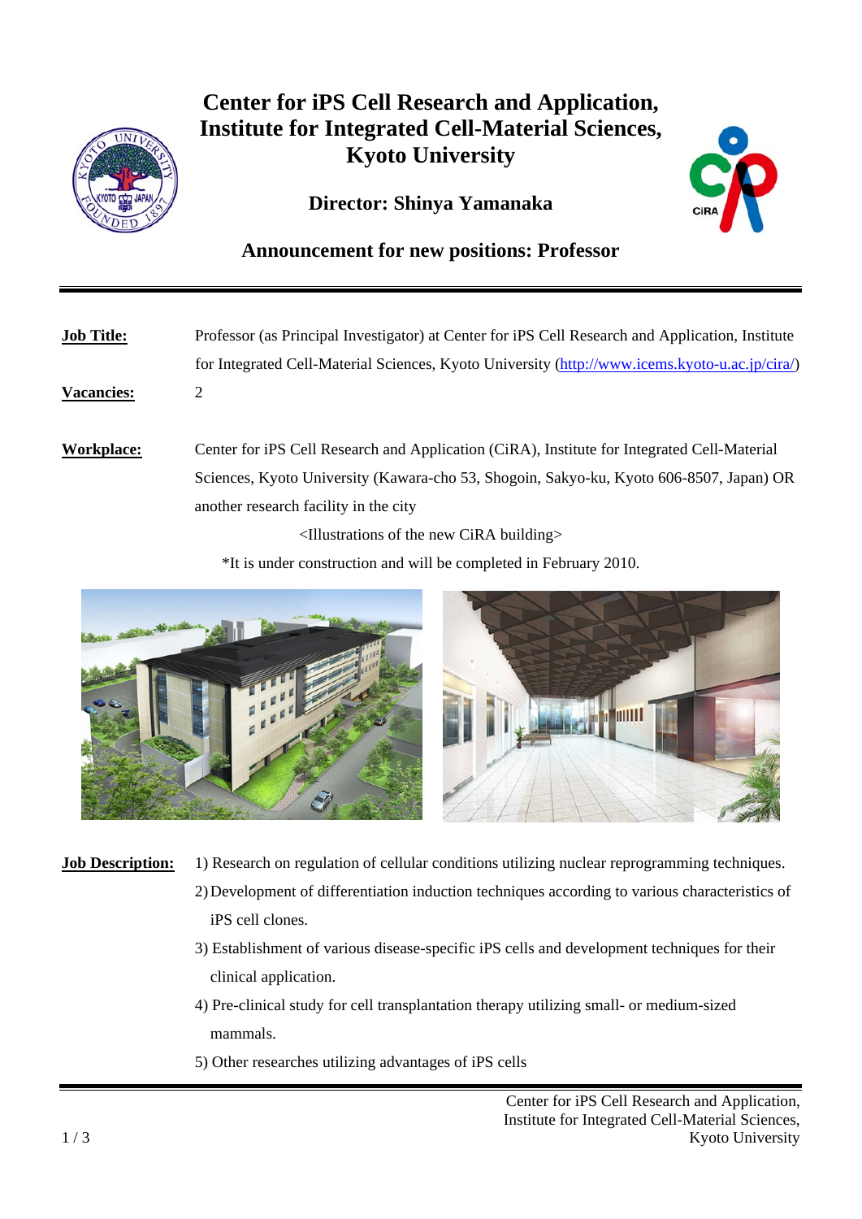# Center for iPS Cell Research and Application, Institute for Integrated Cell-Material Sciences, Kyoto University

**Director: Shinya Yamanaka**

## Announcement for new positions: Professor

---

**Job Title:** Professor (as Principal Investigator) at Center for iPS Cell Research and Application, Institute for Integrated Cell-Material Sciences, Kyoto University (http://www.icems.kyoto-u.ac.jp/cira/)

**Vacancies:** 2

**Workplace:** Center for iPS Cell Research and Application (CiRA), Institute for Integrated Cell-Material Sciences, Kyoto University (Kawara-cho 53, Shogoin, Sakyo-ku, Kyoto 606-8507, Japan) OR another research facility in the city

<Illustrations of the new CiRA building>

*It is under construction and will be completed in February 2010.

**Job Description:**

1) Research on regulation of cellular conditions utilizing nuclear reprogramming techniques.
2) Development of differentiation induction techniques according to various characteristics of iPS cell clones.
3) Establishment of various disease-specific iPS cells and development techniques for their clinical application.
4) Pre-clinical study for cell transplantation therapy utilizing small- or medium-sized mammals.
5) Other researches utilizing advantages of iPS cells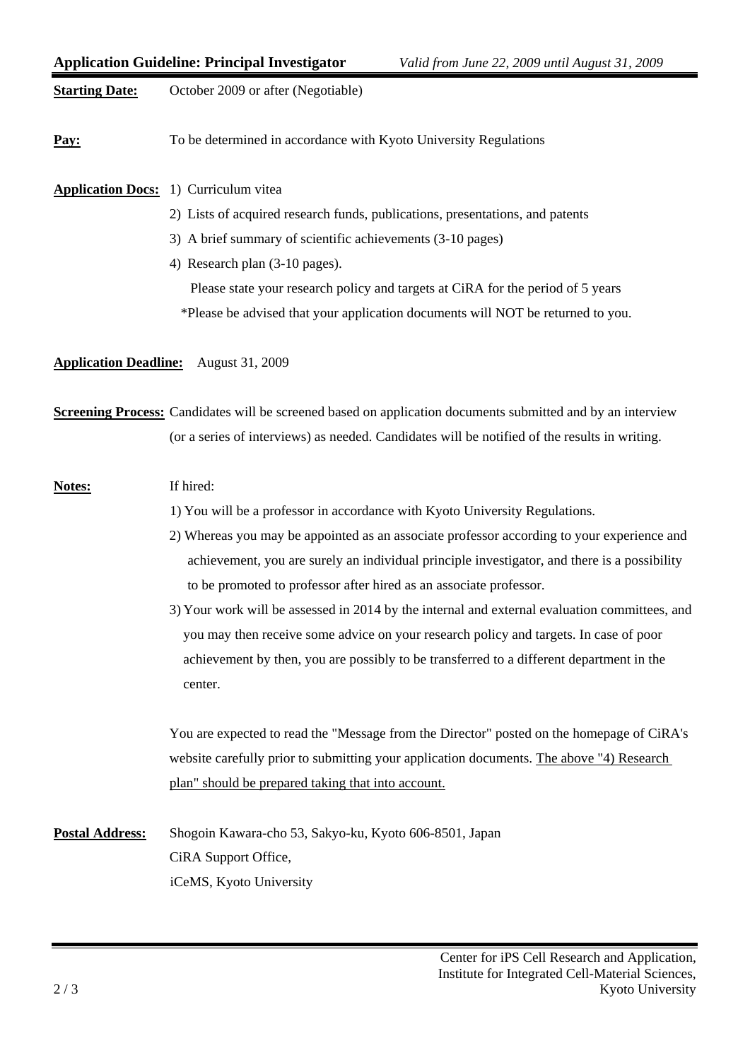**Starting Date:** October 2009 or after (Negotiable)

**Pay:** To be determined in accordance with Kyoto University Regulations

**Application Docs:**

1) Curriculum vitea
2) Lists of acquired research funds, publications, presentations, and patents
3) A brief summary of scientific achievements (3-10 pages)
4) Research plan (3-10 pages).
   Please state your research policy and targets at CiRA for the period of 5 years

*Please be advised that your application documents will NOT be returned to you.

**Application Deadline:** August 31, 2009

**Screening Process:** Candidates will be screened based on application documents submitted and by an interview (or a series of interviews) as needed. Candidates will be notified of the results in writing.

**Notes:** If hired:

1) You will be a professor in accordance with Kyoto University Regulations.
2) Whereas you may be appointed as an associate professor according to your experience and achievement, you are surely an individual principle investigator, and there is a possibility to be promoted to professor after hired as an associate professor.
3) Your work will be assessed in 2014 by the internal and external evaluation committees, and you may then receive some advice on your research policy and targets. In case of poor achievement by then, you are possibly to be transferred to a different department in the center.

You are expected to read the "Message from the Director" posted on the homepage of CiRA's website carefully prior to submitting your application documents. <u>The above "4) Research plan" should be prepared taking that into account.</u>

**Postal Address:** Shogoin Kawara-cho 53, Sakyo-ku, Kyoto 606-8501, Japan
CiRA Support Office,
iCeMS, Kyoto University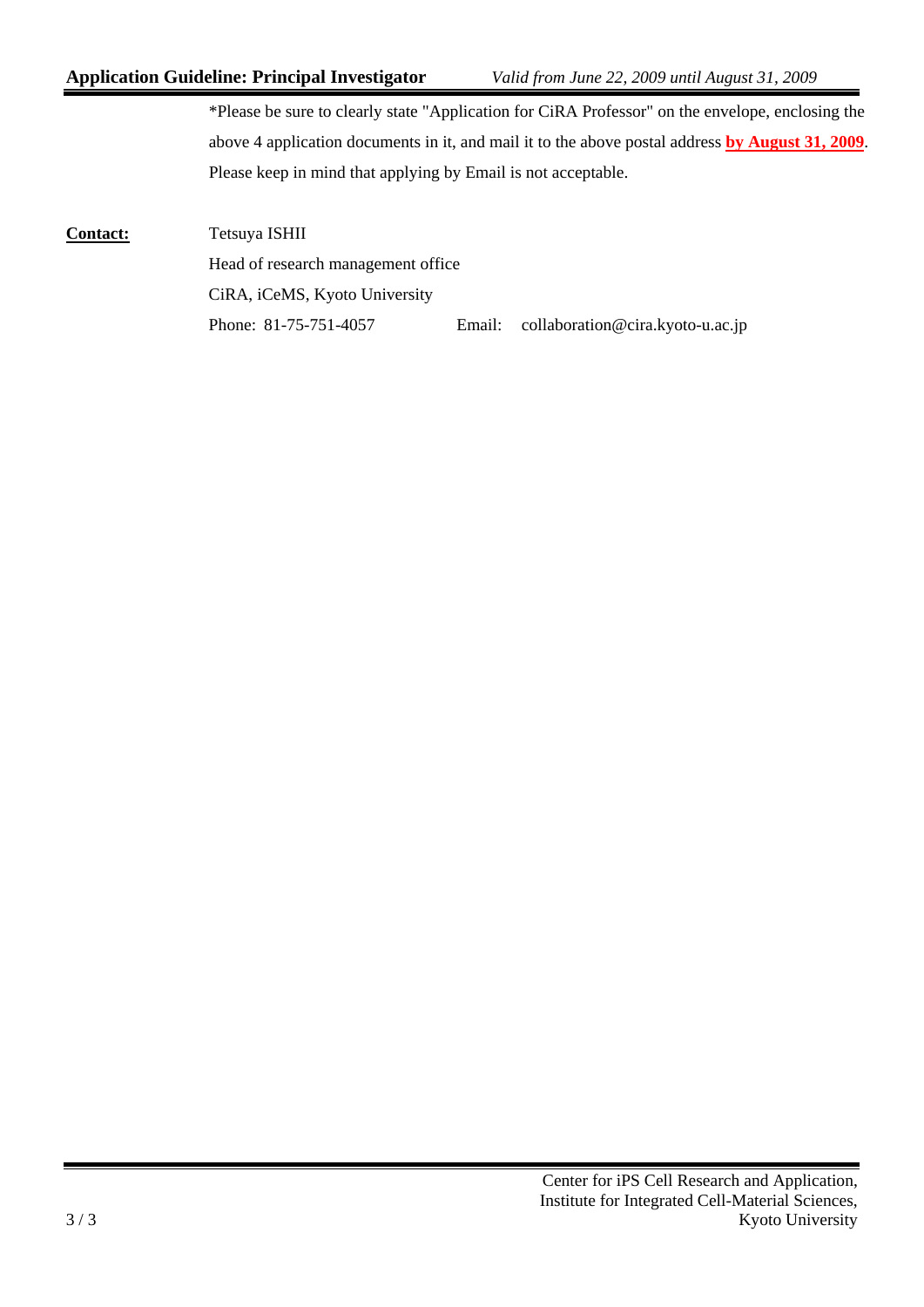*Please be sure to clearly state "Application for CiRA Professor" on the envelope, enclosing the above 4 application documents in it, and mail it to the above postal address **by August 31, 2009**. Please keep in mind that applying by Email is not acceptable.

**Contact:**

Tetsuya ISHII

Head of research management office

CiRA, iCeMS, Kyoto University

Phone: 81-75-751-4057 Email: collaboration@cira.kyoto-u.ac.jp